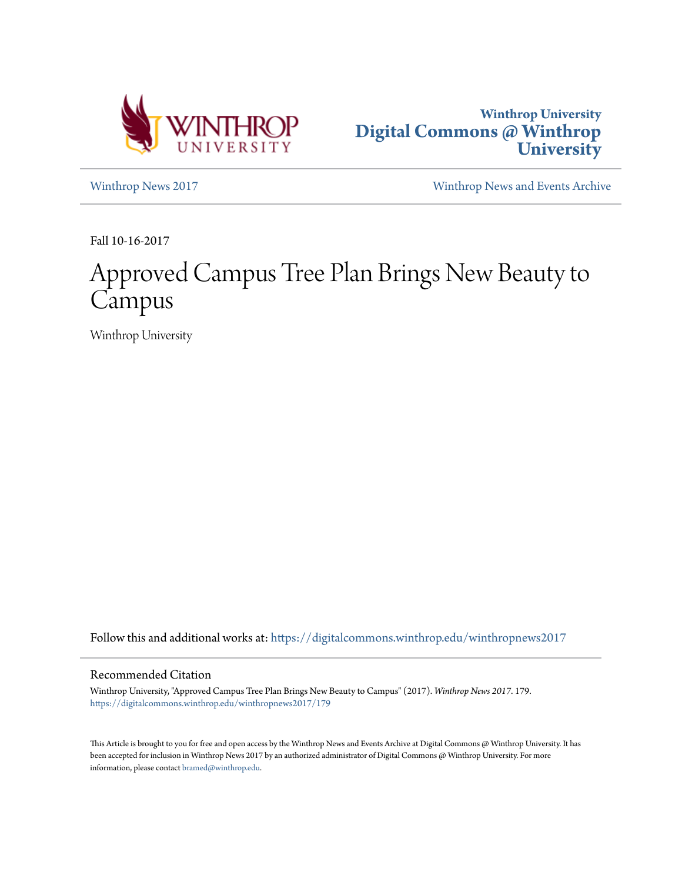Winthrop University
**Digital Commons @ Winthrop University**

[Winthrop News 2017](https://digitalcommons.winthrop.edu/winthropnews2017) | Winthrop News and Events Archive

Fall 10-16-2017

# Approved Campus Tree Plan Brings New Beauty to Campus

Winthrop University

Follow this and additional works at: https://digitalcommons.winthrop.edu/winthropnews2017

## Recommended Citation

Winthrop University, "Approved Campus Tree Plan Brings New Beauty to Campus" (2017). *Winthrop News 2017*. 179.
https://digitalcommons.winthrop.edu/winthropnews2017/179

This Article is brought to you for free and open access by the Winthrop News and Events Archive at Digital Commons @ Winthrop University. It has been accepted for inclusion in Winthrop News 2017 by an authorized administrator of Digital Commons @ Winthrop University. For more information, please contact bramed@winthrop.edu.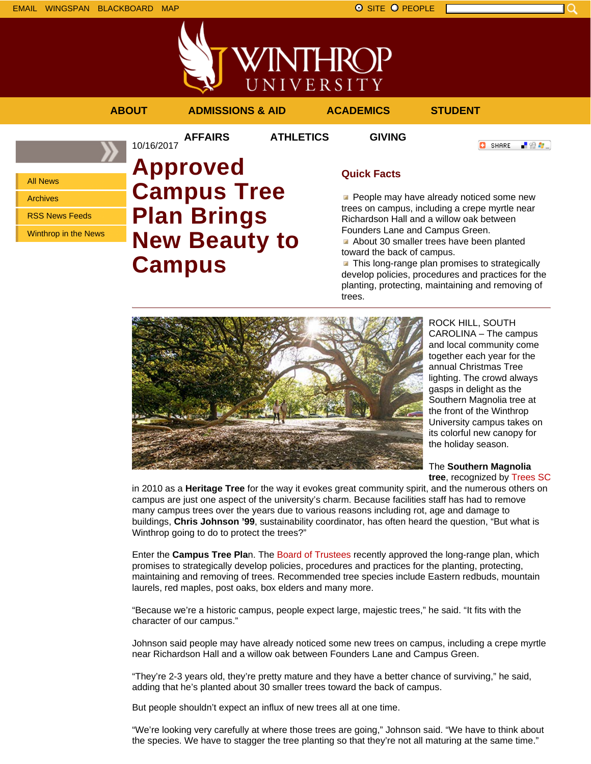EMAIL WINGSPAN BLACKBOARD MAP

SITE PEOPLE

ABOUT ADMISSIONS & AID ACADEMICS STUDENT AFFAIRS ATHLETICS GIVING

- All News
- Archives
- RSS News Feeds
- Winthrop in the News

10/16/2017

# Approved Campus Tree Plan Brings New Beauty to Campus

## Quick Facts

- People may have already noticed some new trees on campus, including a crepe myrtle near Richardson Hall and a willow oak between Founders Lane and Campus Green.
- About 30 smaller trees have been planted toward the back of campus.
- This long-range plan promises to strategically develop policies, procedures and practices for the planting, protecting, maintaining and removing of trees.

ROCK HILL, SOUTH CAROLINA – The campus and local community come together each year for the annual Christmas Tree lighting. The crowd always gasps in delight as the Southern Magnolia tree at the front of the Winthrop University campus takes on its colorful new canopy for the holiday season.

The **Southern Magnolia tree**, recognized by Trees SC in 2010 as a **Heritage Tree** for the way it evokes great community spirit, and the numerous others on campus are just one aspect of the university's charm. Because facilities staff has had to remove many campus trees over the years due to various reasons including rot, age and damage to buildings, **Chris Johnson '99**, sustainability coordinator, has often heard the question, "But what is Winthrop going to do to protect the trees?"

Enter the **Campus Tree Pla**n. The Board of Trustees recently approved the long-range plan, which promises to strategically develop policies, procedures and practices for the planting, protecting, maintaining and removing of trees. Recommended tree species include Eastern redbuds, mountain laurels, red maples, post oaks, box elders and many more.

"Because we're a historic campus, people expect large, majestic trees," he said. "It fits with the character of our campus."

Johnson said people may have already noticed some new trees on campus, including a crepe myrtle near Richardson Hall and a willow oak between Founders Lane and Campus Green.

"They're 2-3 years old, they're pretty mature and they have a better chance of surviving," he said, adding that he's planted about 30 smaller trees toward the back of campus.

But people shouldn't expect an influx of new trees all at one time.

"We're looking very carefully at where those trees are going," Johnson said. "We have to think about the species. We have to stagger the tree planting so that they're not all maturing at the same time."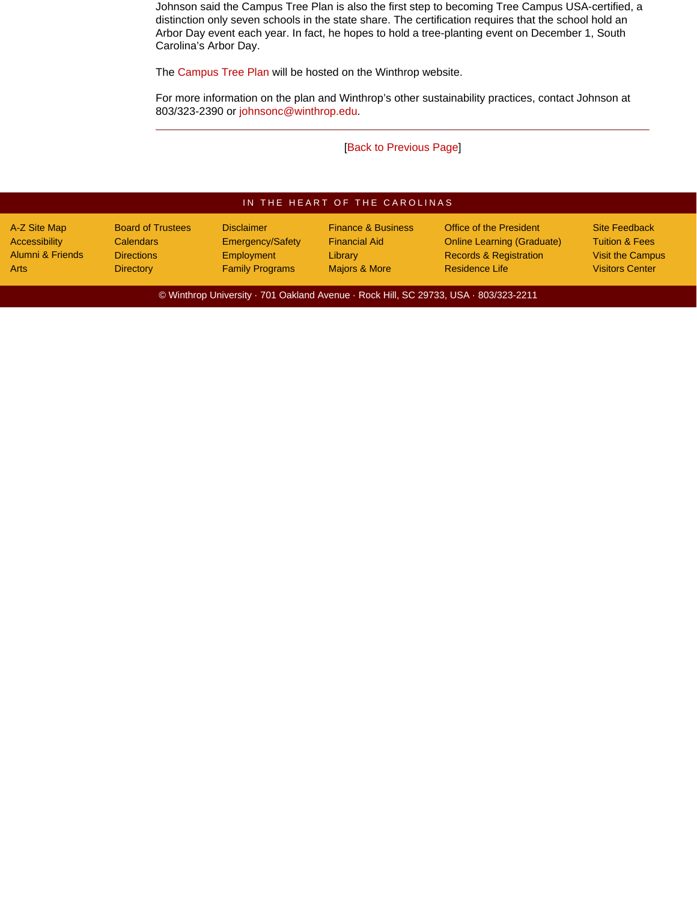Johnson said the Campus Tree Plan is also the first step to becoming Tree Campus USA-certified, a distinction only seven schools in the state share. The certification requires that the school hold an Arbor Day event each year. In fact, he hopes to hold a tree-planting event on December 1, South Carolina's Arbor Day.

The Campus Tree Plan will be hosted on the Winthrop website.

For more information on the plan and Winthrop's other sustainability practices, contact Johnson at 803/323-2390 or johnsonc@winthrop.edu.

---

[Back to Previous Page]

IN THE HEART OF THE CAROLINAS

A-Z Site Map
Accessibility
Alumni & Friends
Arts
Board of Trustees
Calendars
Directions
Directory
Disclaimer
Emergency/Safety
Employment
Family Programs
Finance & Business
Financial Aid
Library
Majors & More
Office of the President
Online Learning (Graduate)
Records & Registration
Residence Life
Site Feedback
Tuition & Fees
Visit the Campus
Visitors Center

© Winthrop University · 701 Oakland Avenue · Rock Hill, SC 29733, USA · 803/323-2211